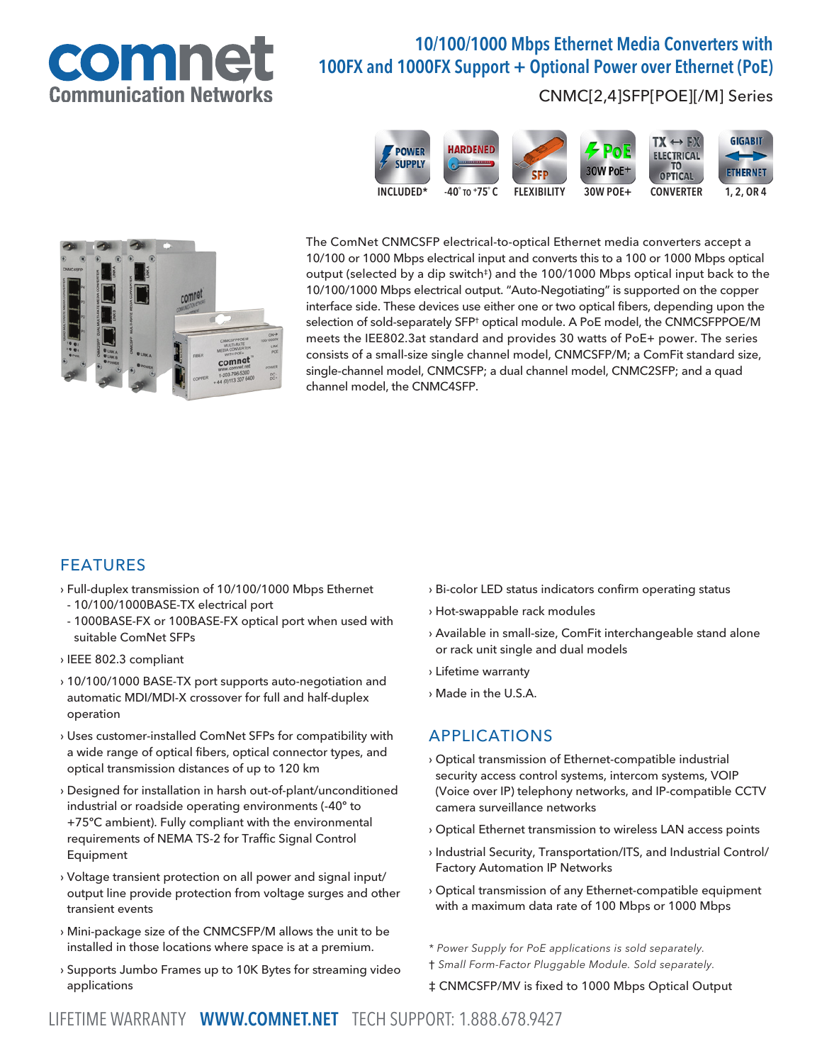# comnet Communication Networks

## 10/100/1000 Mbps Ethernet Media Converters with 100FX and 1000FX Support + Optional Power over Ethernet (PoE)

CNMC[2,4]SFP[POE][/M] Series

POWER SUPPLY INCLUDED* | HARDENED -40° TO +75° C | SFP FLEXIBILITY | PoE 30W POE+ | TX ↔ FX ELECTRICAL TO OPTICAL CONVERTER | GIGABIT ETHERNET 1, 2, OR 4

The ComNet CNMCSFP electrical-to-optical Ethernet media converters accept a 10/100 or 1000 Mbps electrical input and converts this to a 100 or 1000 Mbps optical output (selected by a dip switch‡) and the 100/1000 Mbps optical input back to the 10/100/1000 Mbps electrical output. "Auto-Negotiating" is supported on the copper interface side. These devices use either one or two optical fibers, depending upon the selection of sold-separately SFP† optical module. A PoE model, the CNMCSFPPOE/M meets the IEE802.3at standard and provides 30 watts of PoE+ power. The series consists of a small-size single channel model, CNMCSFP/M; a ComFit standard size, single-channel model, CNMCSFP; a dual channel model, CNMC2SFP; and a quad channel model, the CNMC4SFP.

## FEATURES

- Full-duplex transmission of 10/100/1000 Mbps Ethernet
  - 10/100/1000BASE-TX electrical port
  - 1000BASE-FX or 100BASE-FX optical port when used with suitable ComNet SFPs
- IEEE 802.3 compliant
- 10/100/1000 BASE-TX port supports auto-negotiation and automatic MDI/MDI-X crossover for full and half-duplex operation
- Uses customer-installed ComNet SFPs for compatibility with a wide range of optical fibers, optical connector types, and optical transmission distances of up to 120 km
- Designed for installation in harsh out-of-plant/unconditioned industrial or roadside operating environments (-40° to +75°C ambient). Fully compliant with the environmental requirements of NEMA TS-2 for Traffic Signal Control Equipment
- Voltage transient protection on all power and signal input/output line provide protection from voltage surges and other transient events
- Mini-package size of the CNMCSFP/M allows the unit to be installed in those locations where space is at a premium.
- Supports Jumbo Frames up to 10K Bytes for streaming video applications
- Bi-color LED status indicators confirm operating status
- Hot-swappable rack modules
- Available in small-size, ComFit interchangeable stand alone or rack unit single and dual models
- Lifetime warranty
- Made in the U.S.A.

## APPLICATIONS

- Optical transmission of Ethernet-compatible industrial security access control systems, intercom systems, VOIP (Voice over IP) telephony networks, and IP-compatible CCTV camera surveillance networks
- Optical Ethernet transmission to wireless LAN access points
- Industrial Security, Transportation/ITS, and Industrial Control/Factory Automation IP Networks
- Optical transmission of any Ethernet-compatible equipment with a maximum data rate of 100 Mbps or 1000 Mbps

*\* Power Supply for PoE applications is sold separately.*

*† Small Form-Factor Pluggable Module. Sold separately.*

‡ CNMCSFP/MV is fixed to 1000 Mbps Optical Output

LIFETIME WARRANTY **WWW.COMNET.NET** TECH SUPPORT: 1.888.678.9427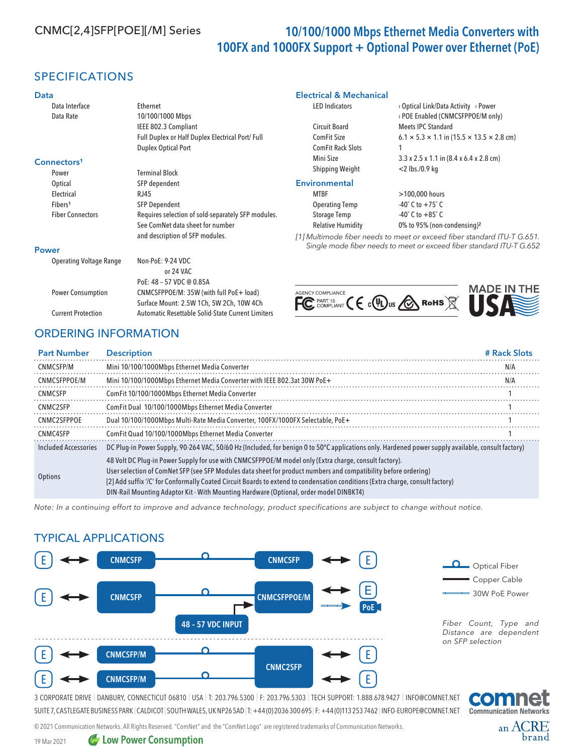CNMC[2,4]SFP[POE][/M] Series

# 10/100/1000 Mbps Ethernet Media Converters with 100FX and 1000FX Support + Optional Power over Ethernet (PoE)

## SPECIFICATIONS

### Data

| | |
|---|---|
| Data Interface | Ethernet |
| Data Rate | 10/100/1000 Mbps |
| | IEEE 802.3 Compliant |
| | Full Duplex or Half Duplex Electrical Port/ Full Duplex Optical Port |

### Connectors[1]

| | |
|---|---|
| Power | Terminal Block |
| Optical | SFP dependent |
| Electrical | RJ45 |
| Fibers[1] | SFP Dependent |
| Fiber Connectors | Requires selection of sold-separately SFP modules. See ComNet data sheet for number and description of SFP modules. |

### Power

| | |
|---|---|
| Operating Voltage Range | Non-PoE: 9-24 VDC or 24 VAC |
| | PoE: 48 – 57 VDC @ 0.85A |
| Power Consumption | CNMCSFPPOE/M: 35W (with full PoE+ load) |
| | Surface Mount: 2.5W 1Ch, 5W 2Ch, 10W 4Ch |
| Current Protection | Automatic Resettable Solid-State Current Limiters |

### Electrical & Mechanical

| | |
|---|---|
| LED Indicators | › Optical Link/Data Activity › Power |
| | › POE Enabled (CNMCSFPPOE/M only) |
| Circuit Board | Meets IPC Standard |
| ComFit Size | 6.1 × 5.3 × 1.1 in (15.5 × 13.5 × 2.8 cm) |
| ComFit Rack Slots | 1 |
| Mini Size | 3.3 x 2.5 x 1.1 in (8.4 x 6.4 x 2.8 cm) |
| Shipping Weight | <2 lbs./0.9 kg |

### Environmental

| | |
|---|---|
| MTBF | >100,000 hours |
| Operating Temp | -40˚ C to +75˚ C |
| Storage Temp | -40˚ C to +85˚ C |
| Relative Humidity | 0% to 95% (non-condensing)[2] |

*[1] Multimode fiber needs to meet or exceed fiber standard ITU-T G.651. Single mode fiber needs to meet or exceed fiber standard ITU-T G.652*

AGENCY COMPLIANCE: FC PART 15 COMPLIANT, CE, cULus, RoHS

MADE IN THE USA

## ORDERING INFORMATION

| Part Number | Description | # Rack Slots |
|---|---|---|
| CNMCSFP/M | Mini 10/100/1000Mbps Ethernet Media Converter | N/A |
| CNMCSFPPOE/M | Mini 10/100/1000Mbps Ethernet Media Converter with IEEE 802.3at 30W PoE+ | N/A |
| CNMCSFP | ComFit 10/100/1000Mbps Ethernet Media Converter | 1 |
| CNMC2SFP | ComFit Dual 10/100/1000Mbps Ethernet Media Converter | 1 |
| CNMC2SFPPOE | Dual 10/100/1000Mbps Multi-Rate Media Converter, 100FX/1000FX Selectable, PoE+ | 1 |
| CNMC4SFP | ComFit Quad 10/100/1000Mbps Ethernet Media Converter | 1 |
| Included Accessories | DC Plug-in Power Supply, 90-264 VAC, 50/60 Hz (Included, for benign 0 to 50°C applications only. Hardened power supply available, consult factory) | |
| Options | 48 Volt DC Plug-in Power Supply for use with CNMCSFPPOE/M model only (Extra charge, consult factory).<br>User selection of ComNet SFP (see SFP Modules data sheet for product numbers and compatibility before ordering)<br>[2] Add suffix '/C' for Conformally Coated Circuit Boards to extend to condensation conditions (Extra charge, consult factory)<br>DIN-Rail Mounting Adaptor Kit - With Mounting Hardware (Optional, order model DINBKT4) | |

*Note: In a continuing effort to improve and advance technology, product specifications are subject to change without notice.*

## TYPICAL APPLICATIONS

E — CNMCSFP — CNMCSFP — E

E — CNMCSFP — CNMCSFPPOE/M — E, PoE

48 – 57 VDC INPUT

E — CNMCSFP/M — CNMC2SFP — E

E — CNMCSFP/M — CNMC2SFP — E

Optical Fiber

Copper Cable

30W PoE Power

*Fiber Count, Type and Distance are dependent on SFP selection*

3 CORPORATE DRIVE | DANBURY, CONNECTICUT 06810 | USA | T: 203.796.5300 | F: 203.796.5303 | TECH SUPPORT: 1.888.678.9427 | INFO@COMNET.NET
SUITE 7, CASTLEGATE BUSINESS PARK | CALDICOT | SOUTH WALES, UK NP26 5AD | T: +44 (0)2036 300 695 | F: +44 (0)113 253 7462 | INFO-EUROPE@COMNET.NET

© 2021 Communication Networks. All Rights Reserved. "ComNet" and the "ComNet Logo" are registered trademarks of Communication Networks.

19 Mar 2021

Low Power Consumption

comnet Communication Networks — an ACRE brand